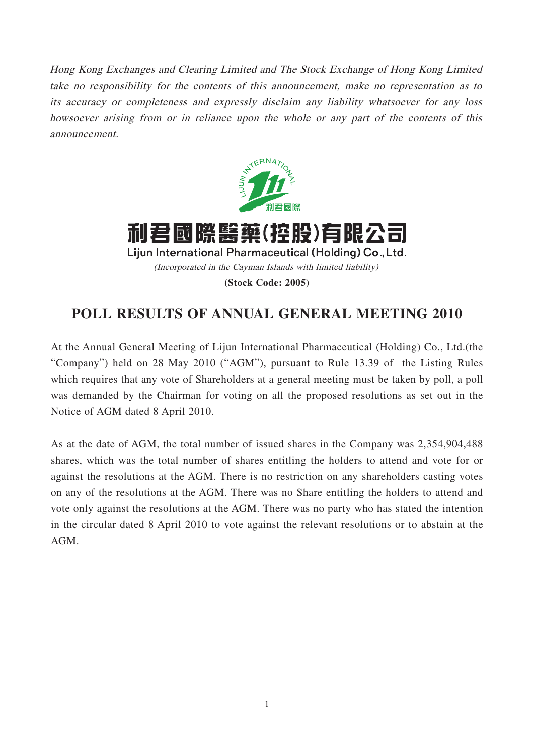*Hong Kong Exchanges and Clearing Limited and The Stock Exchange of Hong Kong Limited take no responsibility for the contents of this announcement, make no representation as to its accuracy or completeness and expressly disclaim any liability whatsoever for any loss howsoever arising from or in reliance upon the whole or any part of the contents of this announcement.*

# 利君國際醫藥(控股)有限公司

**Lijun International Pharmaceutical (Holding) Co., Ltd.**

*(Incorporated in the Cayman Islands with limited liability)*

**(Stock Code: 2005)**

## POLL RESULTS OF ANNUAL GENERAL MEETING 2010

At the Annual General Meeting of Lijun International Pharmaceutical (Holding) Co., Ltd.(the "Company") held on 28 May 2010 ("AGM"), pursuant to Rule 13.39 of the Listing Rules which requires that any vote of Shareholders at a general meeting must be taken by poll, a poll was demanded by the Chairman for voting on all the proposed resolutions as set out in the Notice of AGM dated 8 April 2010.

As at the date of AGM, the total number of issued shares in the Company was 2,354,904,488 shares, which was the total number of shares entitling the holders to attend and vote for or against the resolutions at the AGM. There is no restriction on any shareholders casting votes on any of the resolutions at the AGM. There was no Share entitling the holders to attend and vote only against the resolutions at the AGM. There was no party who has stated the intention in the circular dated 8 April 2010 to vote against the relevant resolutions or to abstain at the AGM.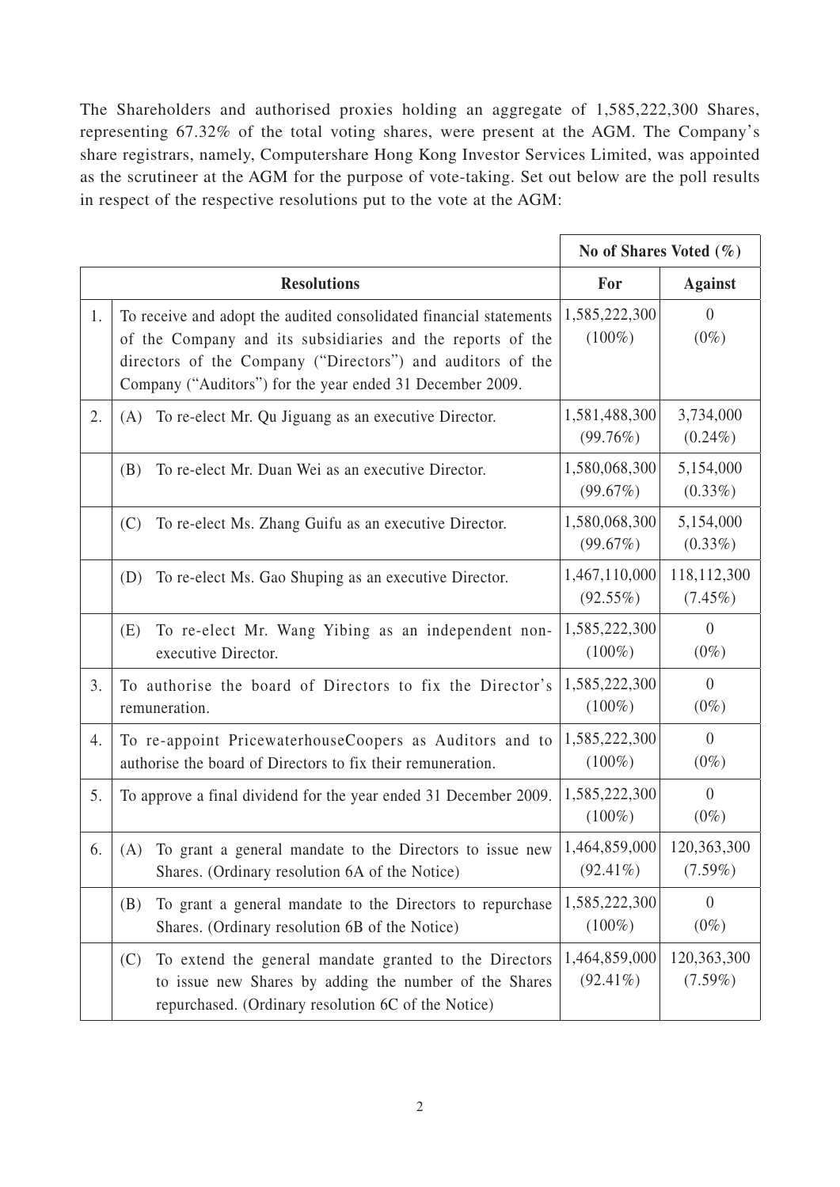The Shareholders and authorised proxies holding an aggregate of 1,585,222,300 Shares, representing 67.32% of the total voting shares, were present at the AGM. The Company's share registrars, namely, Computershare Hong Kong Investor Services Limited, was appointed as the scrutineer at the AGM for the purpose of vote-taking. Set out below are the poll results in respect of the respective resolutions put to the vote at the AGM:

| | | No of Shares Voted (%) | |
|---|---|---|---|
| **Resolutions** | | **For** | **Against** |
| 1. | To receive and adopt the audited consolidated financial statements of the Company and its subsidiaries and the reports of the directors of the Company ("Directors") and auditors of the Company ("Auditors") for the year ended 31 December 2009. | 1,585,222,300 (100%) | 0 (0%) |
| 2. | (A) To re-elect Mr. Qu Jiguang as an executive Director. | 1,581,488,300 (99.76%) | 3,734,000 (0.24%) |
| | (B) To re-elect Mr. Duan Wei as an executive Director. | 1,580,068,300 (99.67%) | 5,154,000 (0.33%) |
| | (C) To re-elect Ms. Zhang Guifu as an executive Director. | 1,580,068,300 (99.67%) | 5,154,000 (0.33%) |
| | (D) To re-elect Ms. Gao Shuping as an executive Director. | 1,467,110,000 (92.55%) | 118,112,300 (7.45%) |
| | (E) To re-elect Mr. Wang Yibing as an independent non-executive Director. | 1,585,222,300 (100%) | 0 (0%) |
| 3. | To authorise the board of Directors to fix the Director's remuneration. | 1,585,222,300 (100%) | 0 (0%) |
| 4. | To re-appoint PricewaterhouseCoopers as Auditors and to authorise the board of Directors to fix their remuneration. | 1,585,222,300 (100%) | 0 (0%) |
| 5. | To approve a final dividend for the year ended 31 December 2009. | 1,585,222,300 (100%) | 0 (0%) |
| 6. | (A) To grant a general mandate to the Directors to issue new Shares. (Ordinary resolution 6A of the Notice) | 1,464,859,000 (92.41%) | 120,363,300 (7.59%) |
| | (B) To grant a general mandate to the Directors to repurchase Shares. (Ordinary resolution 6B of the Notice) | 1,585,222,300 (100%) | 0 (0%) |
| | (C) To extend the general mandate granted to the Directors to issue new Shares by adding the number of the Shares repurchased. (Ordinary resolution 6C of the Notice) | 1,464,859,000 (92.41%) | 120,363,300 (7.59%) |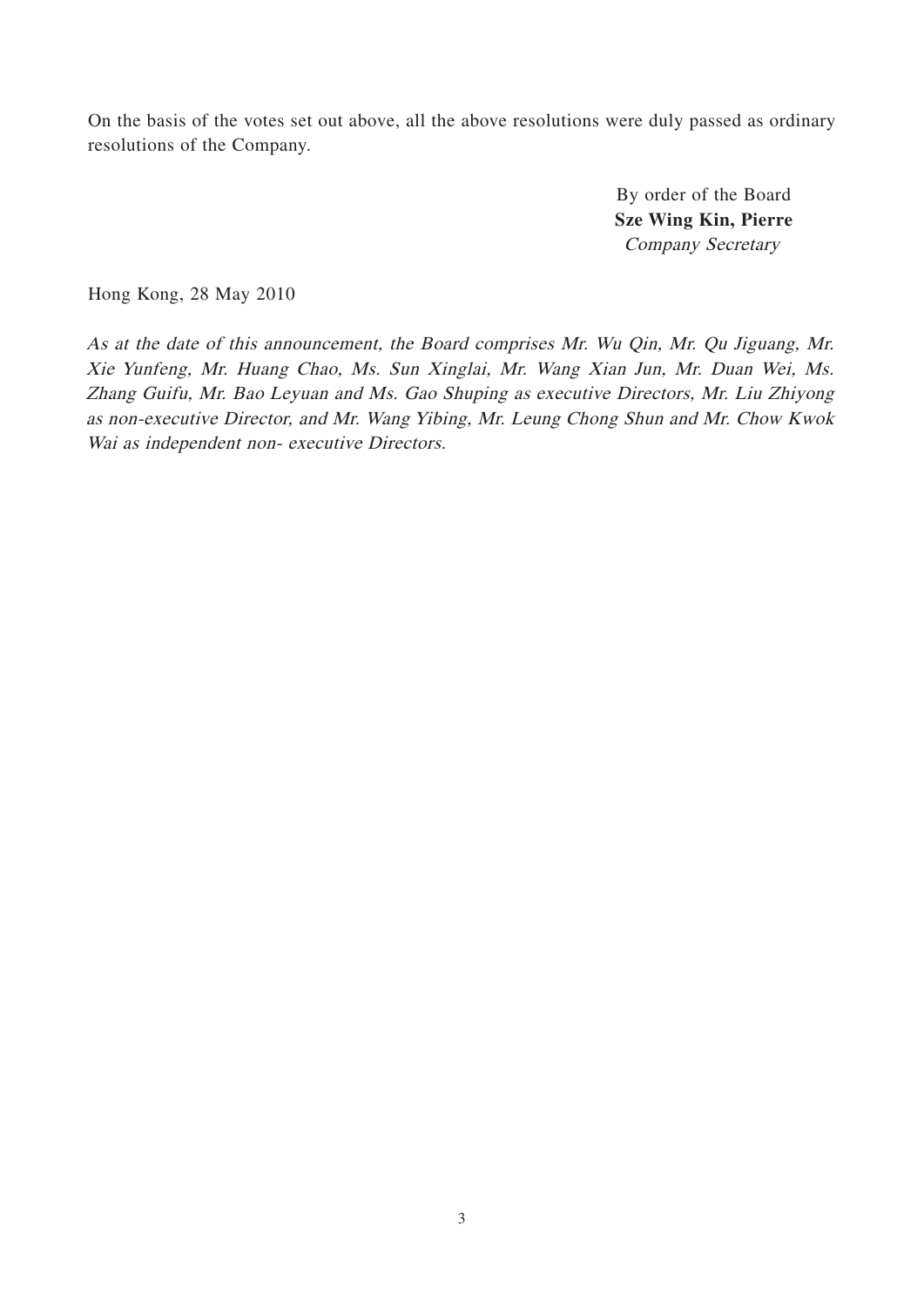On the basis of the votes set out above, all the above resolutions were duly passed as ordinary resolutions of the Company.

By order of the Board
**Sze Wing Kin, Pierre**
*Company Secretary*

Hong Kong, 28 May 2010

*As at the date of this announcement, the Board comprises Mr. Wu Qin, Mr. Qu Jiguang, Mr. Xie Yunfeng, Mr. Huang Chao, Ms. Sun Xinglai, Mr. Wang Xian Jun, Mr. Duan Wei, Ms. Zhang Guifu, Mr. Bao Leyuan and Ms. Gao Shuping as executive Directors, Mr. Liu Zhiyong as non-executive Director, and Mr. Wang Yibing, Mr. Leung Chong Shun and Mr. Chow Kwok Wai as independent non- executive Directors.*